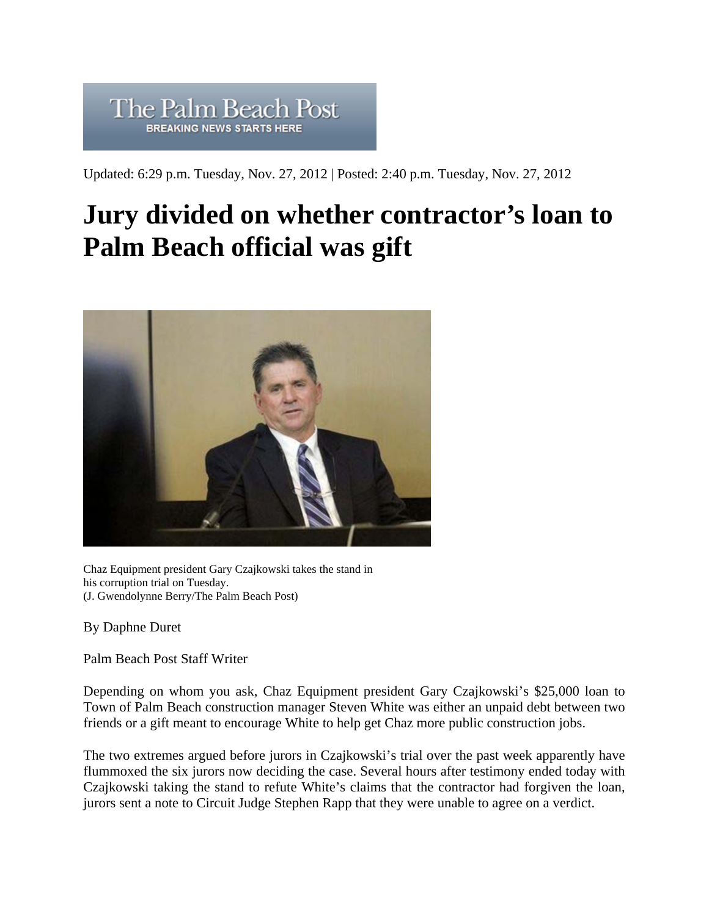The Palm Beach Post
BREAKING NEWS STARTS HERE

Updated: 6:29 p.m. Tuesday, Nov. 27, 2012 | Posted: 2:40 p.m. Tuesday, Nov. 27, 2012

# Jury divided on whether contractor's loan to Palm Beach official was gift

Chaz Equipment president Gary Czajkowski takes the stand in his corruption trial on Tuesday.
(J. Gwendolynne Berry/The Palm Beach Post)

By Daphne Duret

Palm Beach Post Staff Writer

Depending on whom you ask, Chaz Equipment president Gary Czajkowski's $25,000 loan to Town of Palm Beach construction manager Steven White was either an unpaid debt between two friends or a gift meant to encourage White to help get Chaz more public construction jobs.

The two extremes argued before jurors in Czajkowski's trial over the past week apparently have flummoxed the six jurors now deciding the case. Several hours after testimony ended today with Czajkowski taking the stand to refute White's claims that the contractor had forgiven the loan, jurors sent a note to Circuit Judge Stephen Rapp that they were unable to agree on a verdict.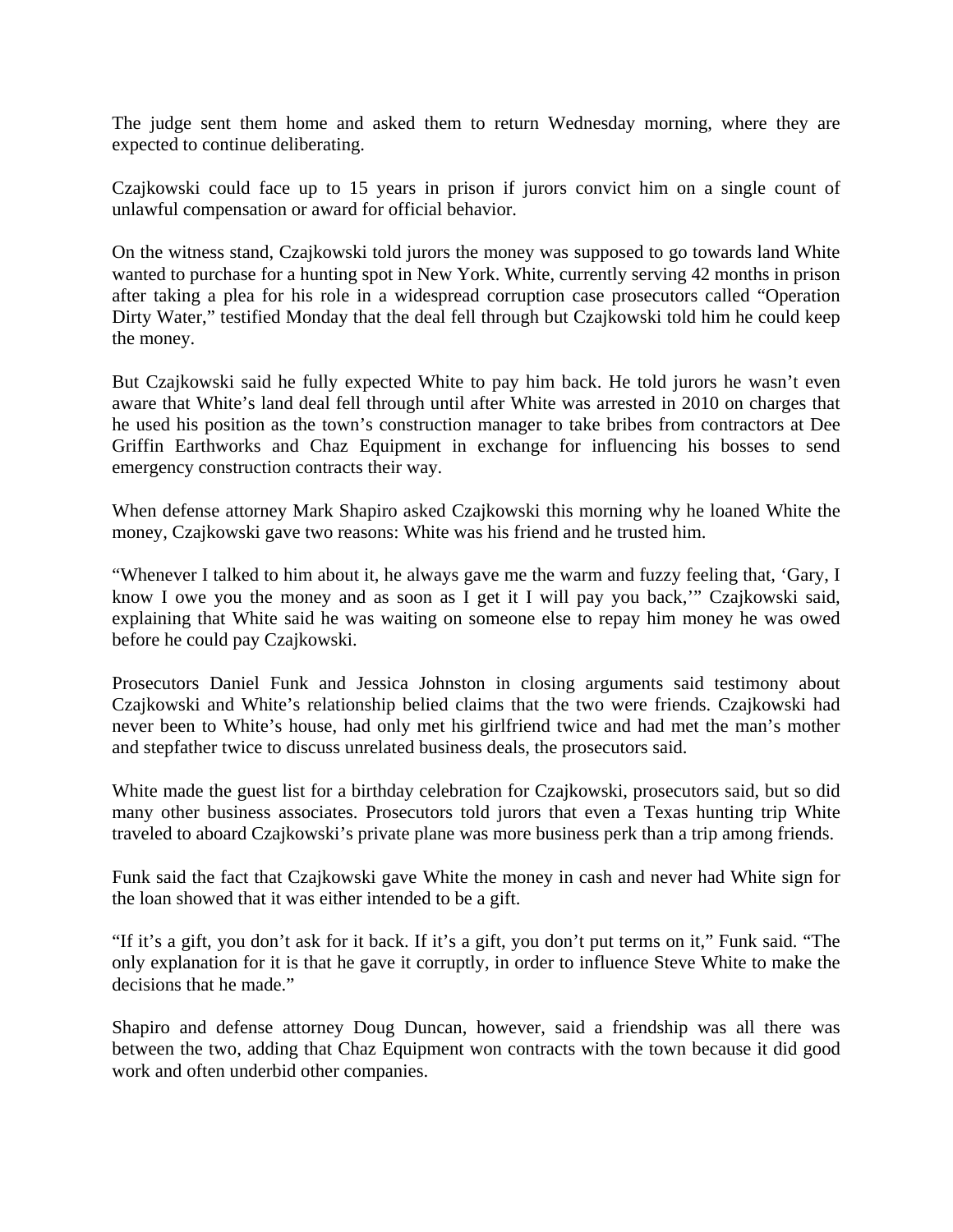The judge sent them home and asked them to return Wednesday morning, where they are expected to continue deliberating.

Czajkowski could face up to 15 years in prison if jurors convict him on a single count of unlawful compensation or award for official behavior.

On the witness stand, Czajkowski told jurors the money was supposed to go towards land White wanted to purchase for a hunting spot in New York. White, currently serving 42 months in prison after taking a plea for his role in a widespread corruption case prosecutors called "Operation Dirty Water," testified Monday that the deal fell through but Czajkowski told him he could keep the money.

But Czajkowski said he fully expected White to pay him back. He told jurors he wasn't even aware that White's land deal fell through until after White was arrested in 2010 on charges that he used his position as the town's construction manager to take bribes from contractors at Dee Griffin Earthworks and Chaz Equipment in exchange for influencing his bosses to send emergency construction contracts their way.

When defense attorney Mark Shapiro asked Czajkowski this morning why he loaned White the money, Czajkowski gave two reasons: White was his friend and he trusted him.

"Whenever I talked to him about it, he always gave me the warm and fuzzy feeling that, 'Gary, I know I owe you the money and as soon as I get it I will pay you back,'" Czajkowski said, explaining that White said he was waiting on someone else to repay him money he was owed before he could pay Czajkowski.

Prosecutors Daniel Funk and Jessica Johnston in closing arguments said testimony about Czajkowski and White's relationship belied claims that the two were friends. Czajkowski had never been to White's house, had only met his girlfriend twice and had met the man's mother and stepfather twice to discuss unrelated business deals, the prosecutors said.

White made the guest list for a birthday celebration for Czajkowski, prosecutors said, but so did many other business associates. Prosecutors told jurors that even a Texas hunting trip White traveled to aboard Czajkowski's private plane was more business perk than a trip among friends.

Funk said the fact that Czajkowski gave White the money in cash and never had White sign for the loan showed that it was either intended to be a gift.

"If it's a gift, you don't ask for it back. If it's a gift, you don't put terms on it," Funk said. "The only explanation for it is that he gave it corruptly, in order to influence Steve White to make the decisions that he made."

Shapiro and defense attorney Doug Duncan, however, said a friendship was all there was between the two, adding that Chaz Equipment won contracts with the town because it did good work and often underbid other companies.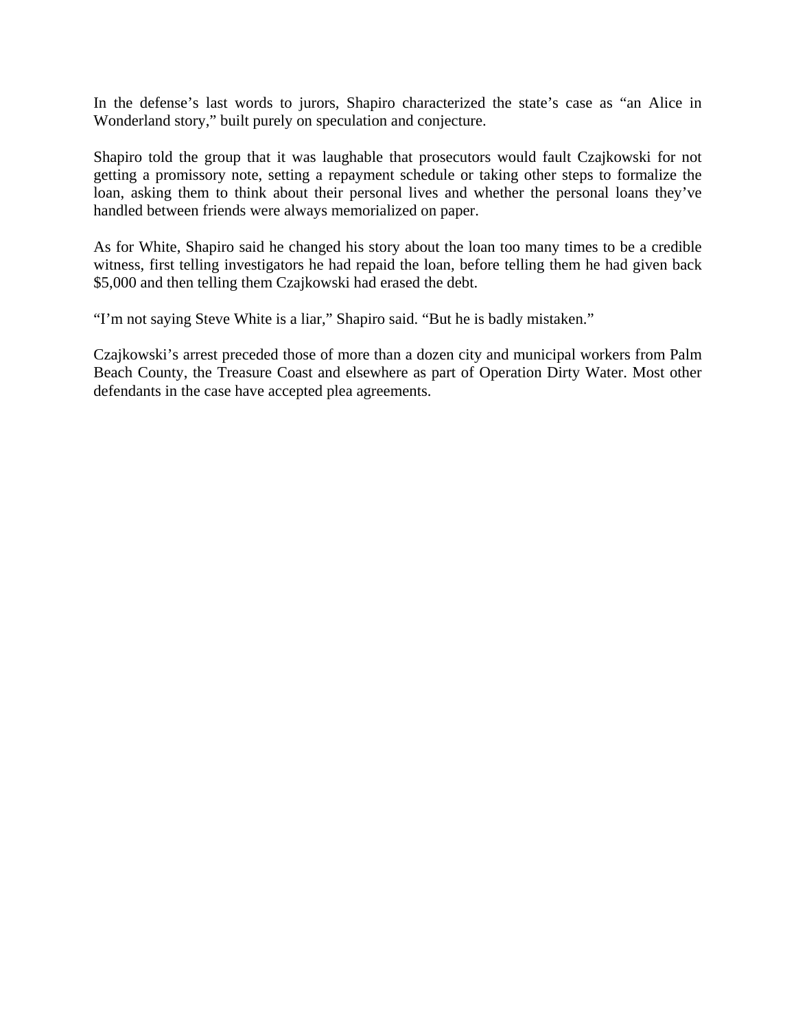In the defense's last words to jurors, Shapiro characterized the state's case as "an Alice in Wonderland story," built purely on speculation and conjecture.

Shapiro told the group that it was laughable that prosecutors would fault Czajkowski for not getting a promissory note, setting a repayment schedule or taking other steps to formalize the loan, asking them to think about their personal lives and whether the personal loans they've handled between friends were always memorialized on paper.

As for White, Shapiro said he changed his story about the loan too many times to be a credible witness, first telling investigators he had repaid the loan, before telling them he had given back $5,000 and then telling them Czajkowski had erased the debt.

"I'm not saying Steve White is a liar," Shapiro said. "But he is badly mistaken."

Czajkowski's arrest preceded those of more than a dozen city and municipal workers from Palm Beach County, the Treasure Coast and elsewhere as part of Operation Dirty Water. Most other defendants in the case have accepted plea agreements.